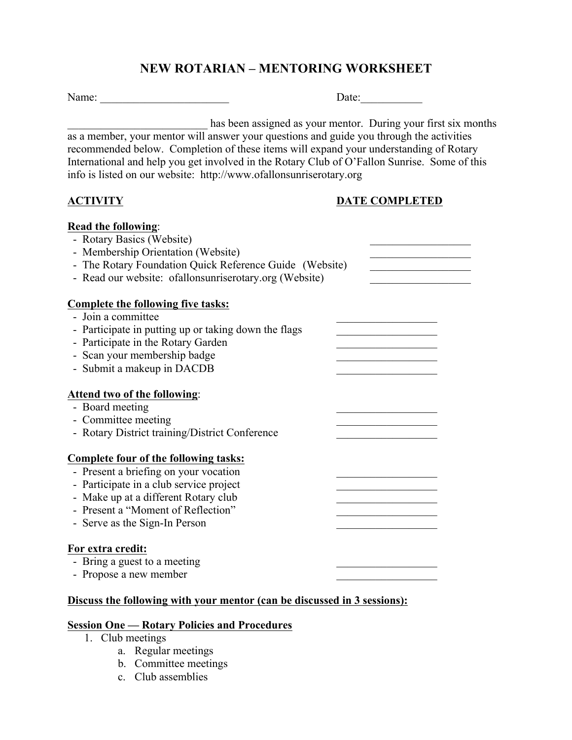# NEW ROTARIAN – MENTORING WORKSHEET

Name: _______________________ Date:___________

_________________________ has been assigned as your mentor. During your first six months as a member, your mentor will answer your questions and guide you through the activities recommended below. Completion of these items will expand your understanding of Rotary International and help you get involved in the Rotary Club of O'Fallon Sunrise. Some of this info is listed on our website: http://www.ofallonsunriserotary.org

| ACTIVITY | DATE COMPLETED |
|---|---|
| **Read the following**: | |
| - Rotary Basics (Website) | __________________ |
| - Membership Orientation (Website) | __________________ |
| - The Rotary Foundation Quick Reference Guide (Website) | __________________ |
| - Read our website: ofallonsunriserotary.org (Website) | __________________ |
| **Complete the following five tasks:** | |
| - Join a committee | __________________ |
| - Participate in putting up or taking down the flags | __________________ |
| - Participate in the Rotary Garden | __________________ |
| - Scan your membership badge | __________________ |
| - Submit a makeup in DACDB | __________________ |
| **Attend two of the following**: | |
| - Board meeting | __________________ |
| - Committee meeting | __________________ |
| - Rotary District training/District Conference | __________________ |
| **Complete four of the following tasks:** | |
| - Present a briefing on your vocation | __________________ |
| - Participate in a club service project | __________________ |
| - Make up at a different Rotary club | __________________ |
| - Present a "Moment of Reflection" | __________________ |
| - Serve as the Sign-In Person | __________________ |
| **For extra credit:** | |
| - Bring a guest to a meeting | __________________ |
| - Propose a new member | __________________ |

**Discuss the following with your mentor (can be discussed in 3 sessions):**

**Session One — Rotary Policies and Procedures**

1. Club meetings
    a. Regular meetings
    b. Committee meetings
    c. Club assemblies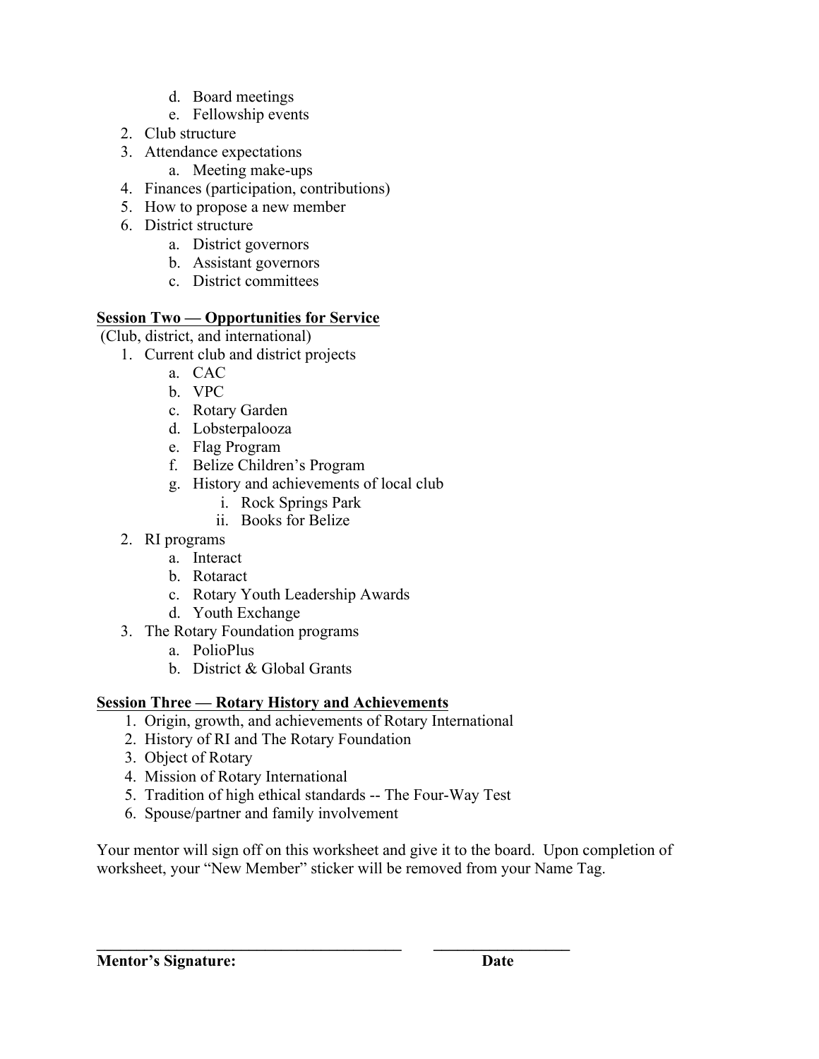- d. Board meetings
   - e. Fellowship events
2. Club structure
3. Attendance expectations
   - a. Meeting make-ups
4. Finances (participation, contributions)
5. How to propose a new member
6. District structure
   - a. District governors
   - b. Assistant governors
   - c. District committees

**<u>Session Two — Opportunities for Service</u>**

(Club, district, and international)

1. Current club and district projects
   - a. CAC
   - b. VPC
   - c. Rotary Garden
   - d. Lobsterpalooza
   - e. Flag Program
   - f. Belize Children's Program
   - g. History and achievements of local club
     - i. Rock Springs Park
     - ii. Books for Belize
2. RI programs
   - a. Interact
   - b. Rotaract
   - c. Rotary Youth Leadership Awards
   - d. Youth Exchange
3. The Rotary Foundation programs
   - a. PolioPlus
   - b. District & Global Grants

**<u>Session Three — Rotary History and Achievements</u>**

1. Origin, growth, and achievements of Rotary International
2. History of RI and The Rotary Foundation
3. Object of Rotary
4. Mission of Rotary International
5. Tradition of high ethical standards -- The Four-Way Test
6. Spouse/partner and family involvement

Your mentor will sign off on this worksheet and give it to the board. Upon completion of worksheet, your "New Member" sticker will be removed from your Name Tag.

________________________________________ __________________

**Mentor's Signature:** **Date**